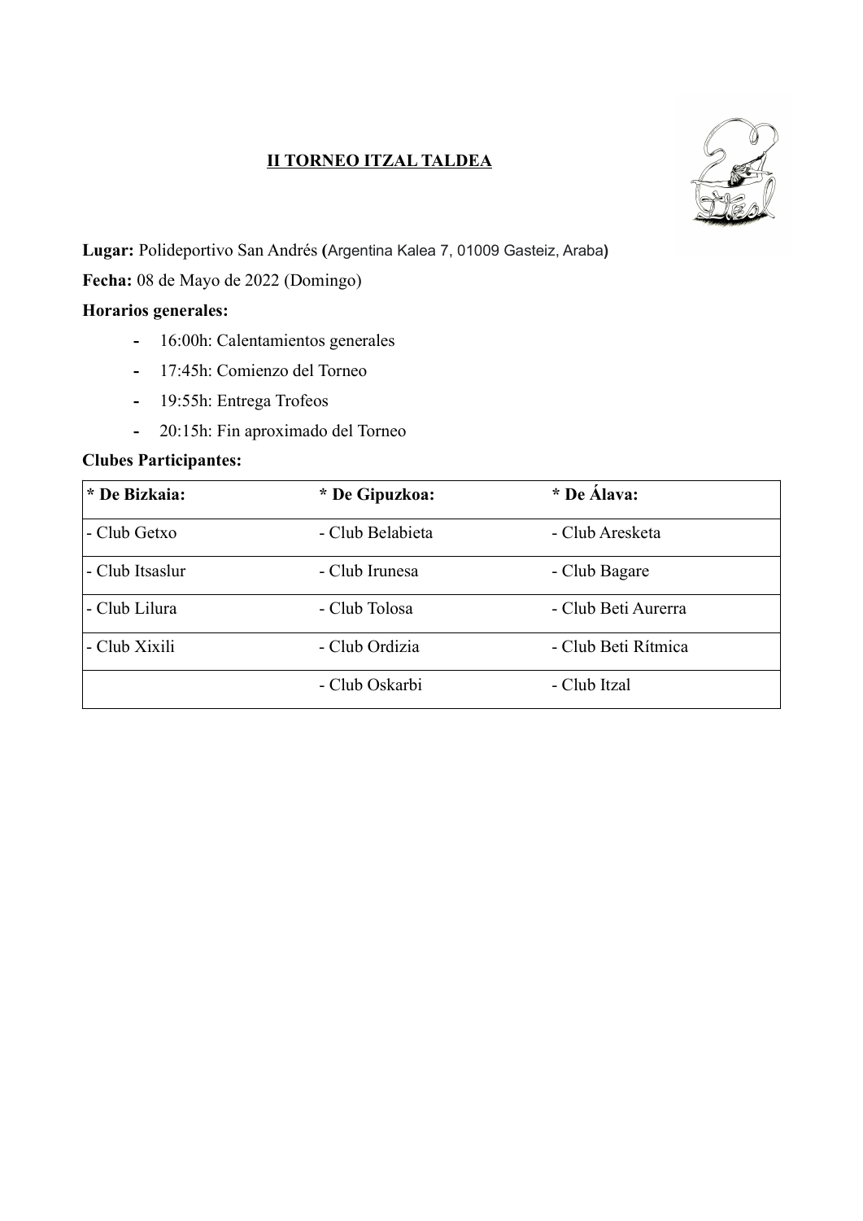# II TORNEO ITZAL TALDEA

**Lugar:** Polideportivo San Andrés **(**Argentina Kalea 7, 01009 Gasteiz, Araba**)**

**Fecha:** 08 de Mayo de 2022 (Domingo)

**Horarios generales:**

- 16:00h: Calentamientos generales
- 17:45h: Comienzo del Torneo
- 19:55h: Entrega Trofeos
- 20:15h: Fin aproximado del Torneo

**Clubes Participantes:**

| **\* De Bizkaia:** | **\* De Gipuzkoa:** | **\* De Álava:** |
|---|---|---|
| - Club Getxo | - Club Belabieta | - Club Aresketa |
| - Club Itsaslur | - Club Irunesa | - Club Bagare |
| - Club Lilura | - Club Tolosa | - Club Beti Aurerra |
| - Club Xixili | - Club Ordizia | - Club Beti Rítmica |
| | - Club Oskarbi | - Club Itzal |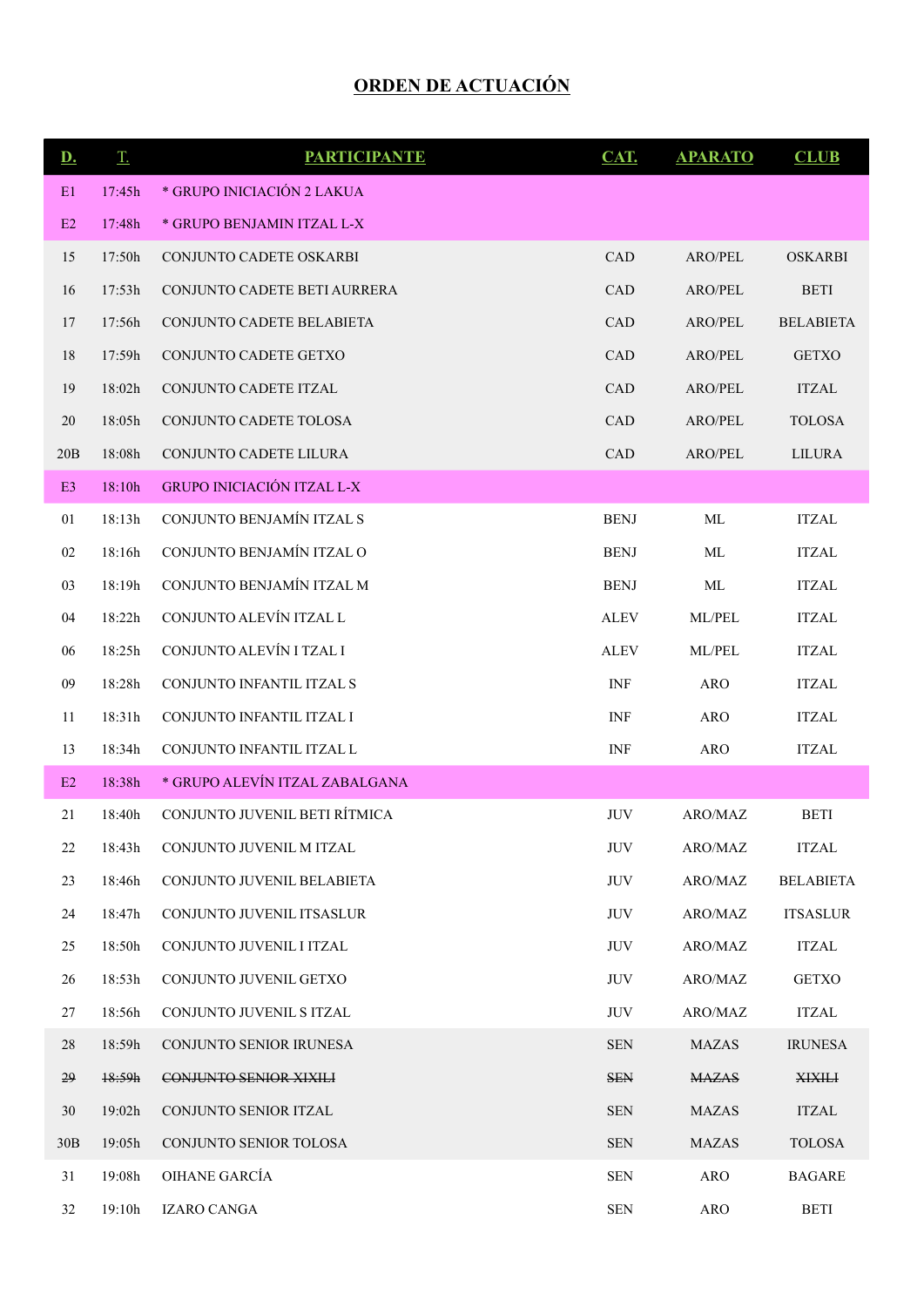## ORDEN DE ACTUACIÓN

| D. | T. | PARTICIPANTE | CAT. | APARATO | CLUB |
|---|---|---|---|---|---|
| E1 | 17:45h | * GRUPO INICIACIÓN 2 LAKUA | | | |
| E2 | 17:48h | * GRUPO BENJAMIN ITZAL L-X | | | |
| 15 | 17:50h | CONJUNTO CADETE OSKARBI | CAD | ARO/PEL | OSKARBI |
| 16 | 17:53h | CONJUNTO CADETE BETI AURRERA | CAD | ARO/PEL | BETI |
| 17 | 17:56h | CONJUNTO CADETE BELABIETA | CAD | ARO/PEL | BELABIETA |
| 18 | 17:59h | CONJUNTO CADETE GETXO | CAD | ARO/PEL | GETXO |
| 19 | 18:02h | CONJUNTO CADETE ITZAL | CAD | ARO/PEL | ITZAL |
| 20 | 18:05h | CONJUNTO CADETE TOLOSA | CAD | ARO/PEL | TOLOSA |
| 20B | 18:08h | CONJUNTO CADETE LILURA | CAD | ARO/PEL | LILURA |
| E3 | 18:10h | GRUPO INICIACIÓN ITZAL L-X | | | |
| 01 | 18:13h | CONJUNTO BENJAMÍN ITZAL S | BENJ | ML | ITZAL |
| 02 | 18:16h | CONJUNTO BENJAMÍN ITZAL O | BENJ | ML | ITZAL |
| 03 | 18:19h | CONJUNTO BENJAMÍN ITZAL M | BENJ | ML | ITZAL |
| 04 | 18:22h | CONJUNTO ALEVÍN ITZAL L | ALEV | ML/PEL | ITZAL |
| 06 | 18:25h | CONJUNTO ALEVÍN I TZAL I | ALEV | ML/PEL | ITZAL |
| 09 | 18:28h | CONJUNTO INFANTIL ITZAL S | INF | ARO | ITZAL |
| 11 | 18:31h | CONJUNTO INFANTIL ITZAL I | INF | ARO | ITZAL |
| 13 | 18:34h | CONJUNTO INFANTIL ITZAL L | INF | ARO | ITZAL |
| E2 | 18:38h | * GRUPO ALEVÍN ITZAL ZABALGANA | | | |
| 21 | 18:40h | CONJUNTO JUVENIL BETI RÍTMICA | JUV | ARO/MAZ | BETI |
| 22 | 18:43h | CONJUNTO JUVENIL M ITZAL | JUV | ARO/MAZ | ITZAL |
| 23 | 18:46h | CONJUNTO JUVENIL BELABIETA | JUV | ARO/MAZ | BELABIETA |
| 24 | 18:47h | CONJUNTO JUVENIL ITSASLUR | JUV | ARO/MAZ | ITSASLUR |
| 25 | 18:50h | CONJUNTO JUVENIL I ITZAL | JUV | ARO/MAZ | ITZAL |
| 26 | 18:53h | CONJUNTO JUVENIL GETXO | JUV | ARO/MAZ | GETXO |
| 27 | 18:56h | CONJUNTO JUVENIL S ITZAL | JUV | ARO/MAZ | ITZAL |
| 28 | 18:59h | CONJUNTO SENIOR IRUNESA | SEN | MAZAS | IRUNESA |
| ~~29~~ | ~~18:59h~~ | ~~CONJUNTO SENIOR XIXILI~~ | ~~SEN~~ | ~~MAZAS~~ | ~~XIXILI~~ |
| 30 | 19:02h | CONJUNTO SENIOR ITZAL | SEN | MAZAS | ITZAL |
| 30B | 19:05h | CONJUNTO SENIOR TOLOSA | SEN | MAZAS | TOLOSA |
| 31 | 19:08h | OIHANE GARCÍA | SEN | ARO | BAGARE |
| 32 | 19:10h | IZARO CANGA | SEN | ARO | BETI |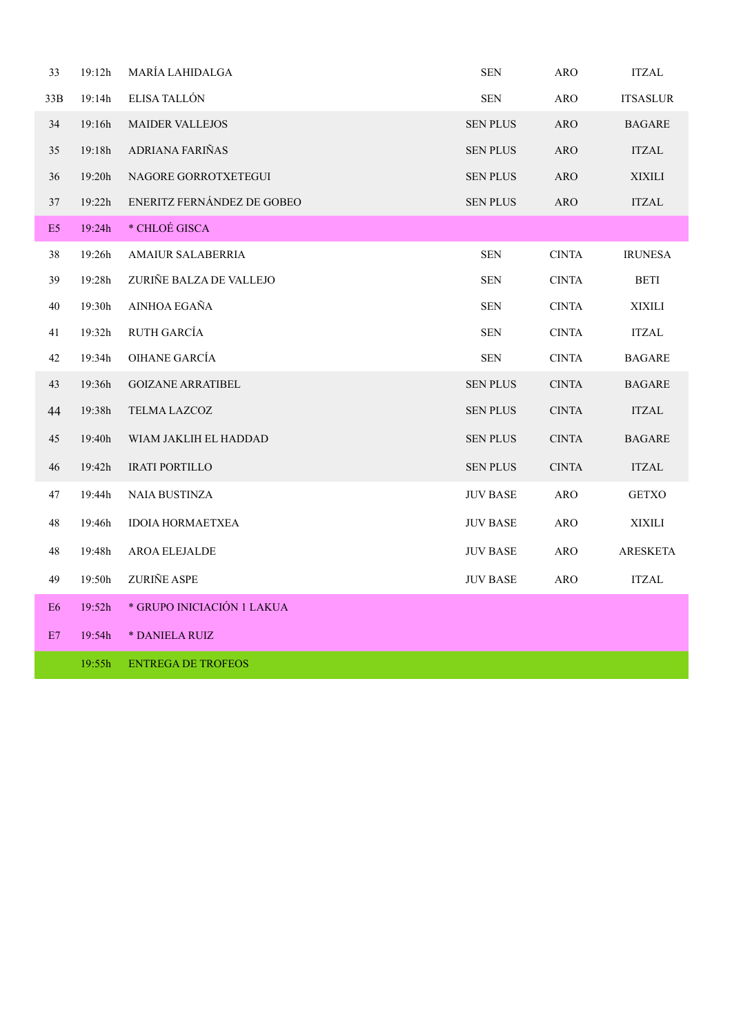| | | | | | |
|---|---|---|---|---|---|
| 33 | 19:12h | MARÍA LAHIDALGA | SEN | ARO | ITZAL |
| 33B | 19:14h | ELISA TALLÓN | SEN | ARO | ITSASLUR |
| 34 | 19:16h | MAIDER VALLEJOS | SEN PLUS | ARO | BAGARE |
| 35 | 19:18h | ADRIANA FARIÑAS | SEN PLUS | ARO | ITZAL |
| 36 | 19:20h | NAGORE GORROTXETEGUI | SEN PLUS | ARO | XIXILI |
| 37 | 19:22h | ENERITZ FERNÁNDEZ DE GOBEO | SEN PLUS | ARO | ITZAL |
| E5 | 19:24h | * CHLOÉ GISCA | | | |
| 38 | 19:26h | AMAIUR SALABERRIA | SEN | CINTA | IRUNESA |
| 39 | 19:28h | ZURIÑE BALZA DE VALLEJO | SEN | CINTA | BETI |
| 40 | 19:30h | AINHOA EGAÑA | SEN | CINTA | XIXILI |
| 41 | 19:32h | RUTH GARCÍA | SEN | CINTA | ITZAL |
| 42 | 19:34h | OIHANE GARCÍA | SEN | CINTA | BAGARE |
| 43 | 19:36h | GOIZANE ARRATIBEL | SEN PLUS | CINTA | BAGARE |
| 44 | 19:38h | TELMA LAZCOZ | SEN PLUS | CINTA | ITZAL |
| 45 | 19:40h | WIAM JAKLIH EL HADDAD | SEN PLUS | CINTA | BAGARE |
| 46 | 19:42h | IRATI PORTILLO | SEN PLUS | CINTA | ITZAL |
| 47 | 19:44h | NAIA BUSTINZA | JUV BASE | ARO | GETXO |
| 48 | 19:46h | IDOIA HORMAETXEA | JUV BASE | ARO | XIXILI |
| 48 | 19:48h | AROA ELEJALDE | JUV BASE | ARO | ARESKETA |
| 49 | 19:50h | ZURIÑE ASPE | JUV BASE | ARO | ITZAL |
| E6 | 19:52h | * GRUPO INICIACIÓN 1 LAKUA | | | |
| E7 | 19:54h | * DANIELA RUIZ | | | |
| | 19:55h | ENTREGA DE TROFEOS | | | |